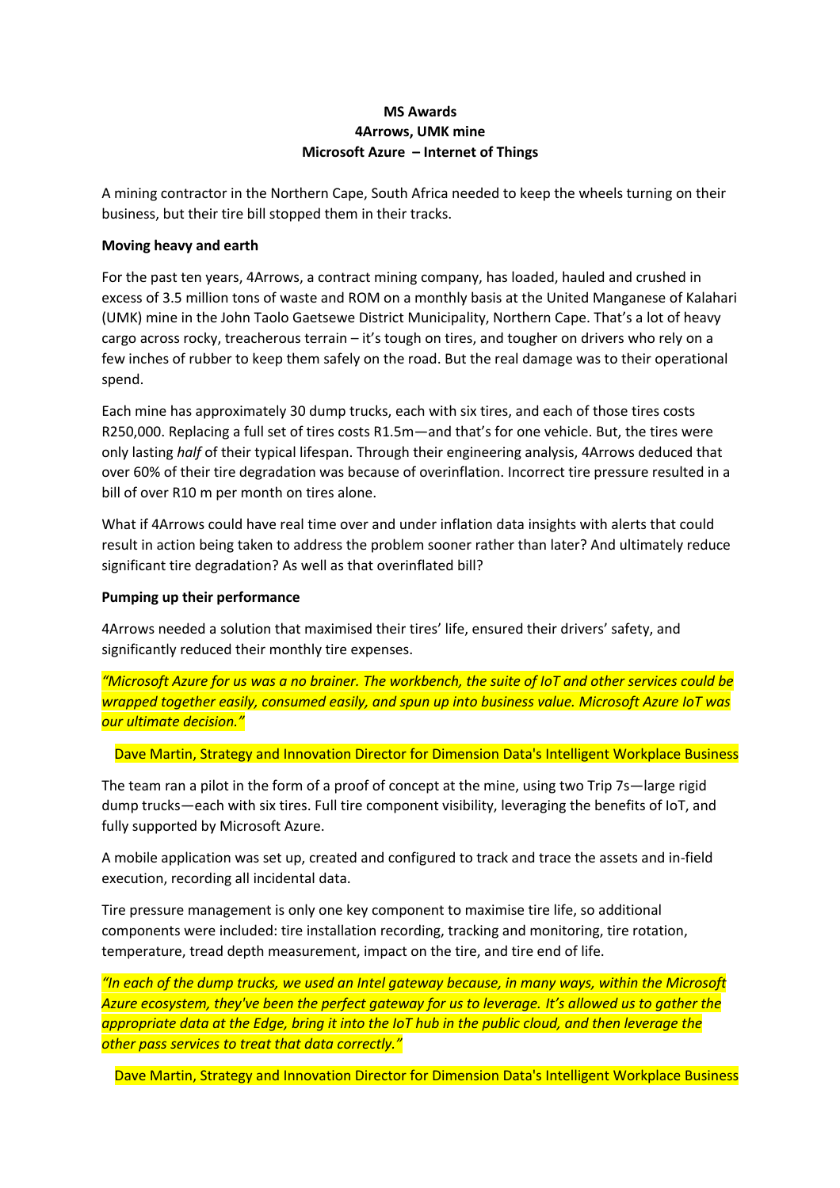**MS Awards**
**4Arrows, UMK mine**
**Microsoft Azure – Internet of Things**

A mining contractor in the Northern Cape, South Africa needed to keep the wheels turning on their business, but their tire bill stopped them in their tracks.

**Moving heavy and earth**

For the past ten years, 4Arrows, a contract mining company, has loaded, hauled and crushed in excess of 3.5 million tons of waste and ROM on a monthly basis at the United Manganese of Kalahari (UMK) mine in the John Taolo Gaetsewe District Municipality, Northern Cape. That's a lot of heavy cargo across rocky, treacherous terrain – it's tough on tires, and tougher on drivers who rely on a few inches of rubber to keep them safely on the road. But the real damage was to their operational spend.

Each mine has approximately 30 dump trucks, each with six tires, and each of those tires costs R250,000. Replacing a full set of tires costs R1.5m—and that's for one vehicle. But, the tires were only lasting *half* of their typical lifespan. Through their engineering analysis, 4Arrows deduced that over 60% of their tire degradation was because of overinflation. Incorrect tire pressure resulted in a bill of over R10 m per month on tires alone.

What if 4Arrows could have real time over and under inflation data insights with alerts that could result in action being taken to address the problem sooner rather than later? And ultimately reduce significant tire degradation? As well as that overinflated bill?

**Pumping up their performance**

4Arrows needed a solution that maximised their tires' life, ensured their drivers' safety, and significantly reduced their monthly tire expenses.

*"Microsoft Azure for us was a no brainer. The workbench, the suite of IoT and other services could be wrapped together easily, consumed easily, and spun up into business value. Microsoft Azure IoT was our ultimate decision."*

Dave Martin, Strategy and Innovation Director for Dimension Data's Intelligent Workplace Business

The team ran a pilot in the form of a proof of concept at the mine, using two Trip 7s—large rigid dump trucks—each with six tires. Full tire component visibility, leveraging the benefits of IoT, and fully supported by Microsoft Azure.

A mobile application was set up, created and configured to track and trace the assets and in-field execution, recording all incidental data.

Tire pressure management is only one key component to maximise tire life, so additional components were included: tire installation recording, tracking and monitoring, tire rotation, temperature, tread depth measurement, impact on the tire, and tire end of life.

*"In each of the dump trucks, we used an Intel gateway because, in many ways, within the Microsoft Azure ecosystem, they've been the perfect gateway for us to leverage. It's allowed us to gather the appropriate data at the Edge, bring it into the IoT hub in the public cloud, and then leverage the other pass services to treat that data correctly."*

Dave Martin, Strategy and Innovation Director for Dimension Data's Intelligent Workplace Business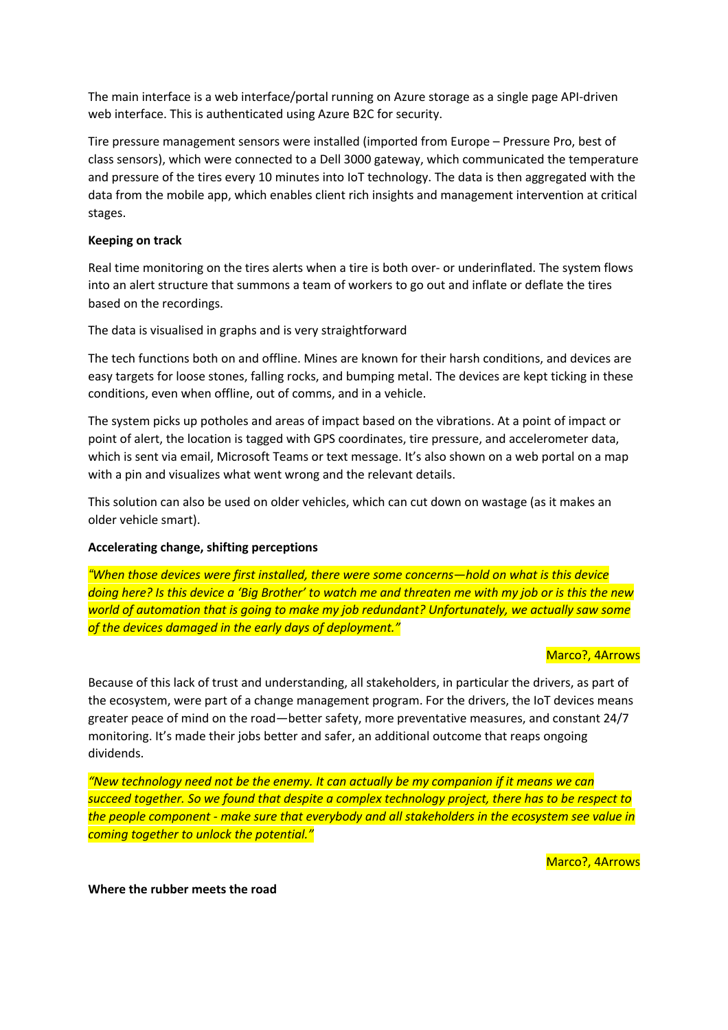The main interface is a web interface/portal running on Azure storage as a single page API-driven web interface. This is authenticated using Azure B2C for security.

Tire pressure management sensors were installed (imported from Europe – Pressure Pro, best of class sensors), which were connected to a Dell 3000 gateway, which communicated the temperature and pressure of the tires every 10 minutes into IoT technology. The data is then aggregated with the data from the mobile app, which enables client rich insights and management intervention at critical stages.

**Keeping on track**

Real time monitoring on the tires alerts when a tire is both over- or underinflated. The system flows into an alert structure that summons a team of workers to go out and inflate or deflate the tires based on the recordings.

The data is visualised in graphs and is very straightforward

The tech functions both on and offline. Mines are known for their harsh conditions, and devices are easy targets for loose stones, falling rocks, and bumping metal. The devices are kept ticking in these conditions, even when offline, out of comms, and in a vehicle.

The system picks up potholes and areas of impact based on the vibrations. At a point of impact or point of alert, the location is tagged with GPS coordinates, tire pressure, and accelerometer data, which is sent via email, Microsoft Teams or text message. It's also shown on a web portal on a map with a pin and visualizes what went wrong and the relevant details.

This solution can also be used on older vehicles, which can cut down on wastage (as it makes an older vehicle smart).

**Accelerating change, shifting perceptions**

*"When those devices were first installed, there were some concerns—hold on what is this device doing here? Is this device a 'Big Brother' to watch me and threaten me with my job or is this the new world of automation that is going to make my job redundant? Unfortunately, we actually saw some of the devices damaged in the early days of deployment."*

Marco?, 4Arrows

Because of this lack of trust and understanding, all stakeholders, in particular the drivers, as part of the ecosystem, were part of a change management program. For the drivers, the IoT devices means greater peace of mind on the road—better safety, more preventative measures, and constant 24/7 monitoring. It's made their jobs better and safer, an additional outcome that reaps ongoing dividends.

*"New technology need not be the enemy. It can actually be my companion if it means we can succeed together. So we found that despite a complex technology project, there has to be respect to the people component - make sure that everybody and all stakeholders in the ecosystem see value in coming together to unlock the potential."*

Marco?, 4Arrows

**Where the rubber meets the road**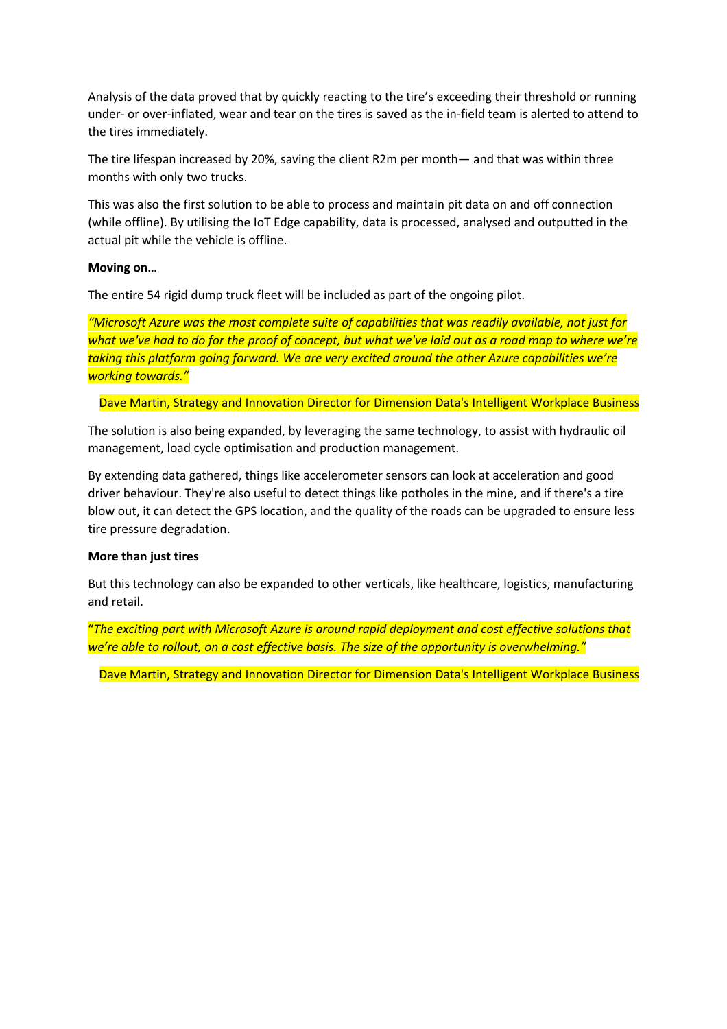Analysis of the data proved that by quickly reacting to the tire's exceeding their threshold or running under- or over-inflated, wear and tear on the tires is saved as the in-field team is alerted to attend to the tires immediately.

The tire lifespan increased by 20%, saving the client R2m per month— and that was within three months with only two trucks.

This was also the first solution to be able to process and maintain pit data on and off connection (while offline). By utilising the IoT Edge capability, data is processed, analysed and outputted in the actual pit while the vehicle is offline.

**Moving on…**

The entire 54 rigid dump truck fleet will be included as part of the ongoing pilot.

*"Microsoft Azure was the most complete suite of capabilities that was readily available, not just for what we've had to do for the proof of concept, but what we've laid out as a road map to where we're taking this platform going forward. We are very excited around the other Azure capabilities we're working towards."*

Dave Martin, Strategy and Innovation Director for Dimension Data's Intelligent Workplace Business

The solution is also being expanded, by leveraging the same technology, to assist with hydraulic oil management, load cycle optimisation and production management.

By extending data gathered, things like accelerometer sensors can look at acceleration and good driver behaviour. They're also useful to detect things like potholes in the mine, and if there's a tire blow out, it can detect the GPS location, and the quality of the roads can be upgraded to ensure less tire pressure degradation.

**More than just tires**

But this technology can also be expanded to other verticals, like healthcare, logistics, manufacturing and retail.

*"The exciting part with Microsoft Azure is around rapid deployment and cost effective solutions that we're able to rollout, on a cost effective basis. The size of the opportunity is overwhelming."*

Dave Martin, Strategy and Innovation Director for Dimension Data's Intelligent Workplace Business